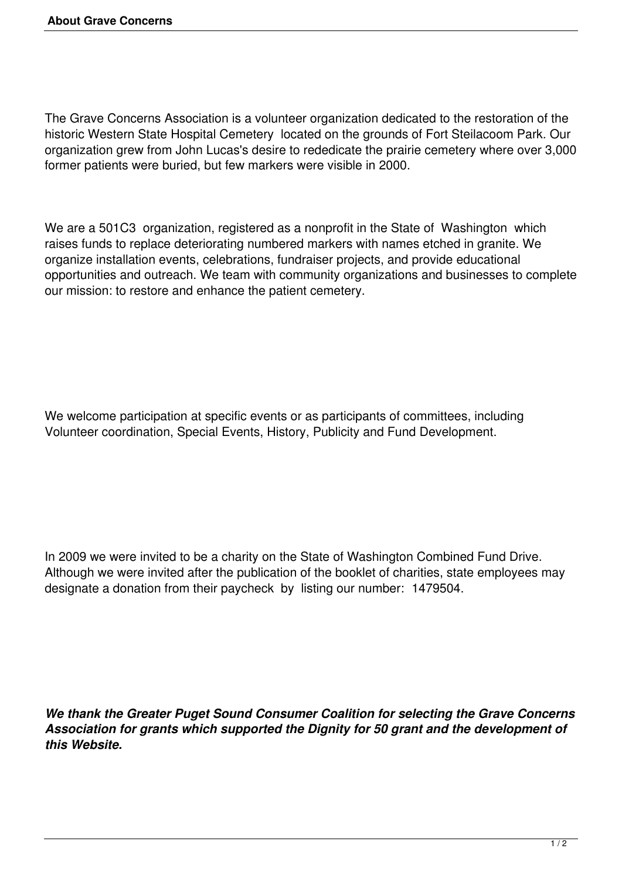# About Grave Concerns

The Grave Concerns Association is a volunteer organization dedicated to the restoration of the historic Western State Hospital Cemetery located on the grounds of Fort Steilacoom Park. Our organization grew from John Lucas's desire to rededicate the prairie cemetery where over 3,000 former patients were buried, but few markers were visible in 2000.

We are a 501C3 organization, registered as a nonprofit in the State of Washington which raises funds to replace deteriorating numbered markers with names etched in granite. We organize installation events, celebrations, fundraiser projects, and provide educational opportunities and outreach. We team with community organizations and businesses to complete our mission: to restore and enhance the patient cemetery.

We welcome participation at specific events or as participants of committees, including Volunteer coordination, Special Events, History, Publicity and Fund Development.

In 2009 we were invited to be a charity on the State of Washington Combined Fund Drive. Although we were invited after the publication of the booklet of charities, state employees may designate a donation from their paycheck by listing our number: 1479504.

***We thank the Greater Puget Sound Consumer Coalition for selecting the Grave Concerns Association for grants which supported the Dignity for 50 grant and the development of this Website.***